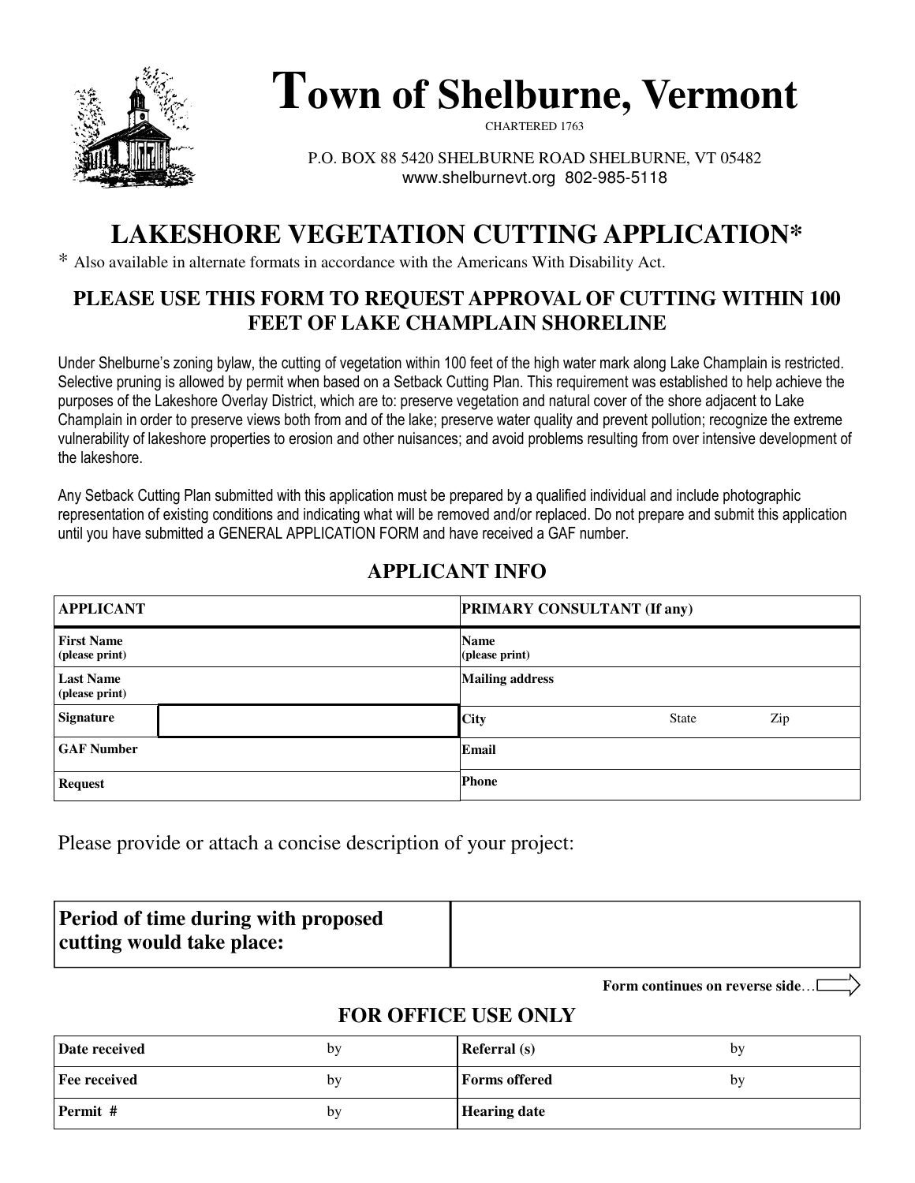# Town of Shelburne, Vermont

CHARTERED 1763

P.O. BOX 88 5420 SHELBURNE ROAD SHELBURNE, VT 05482
www.shelburnevt.org 802-985-5118

## LAKESHORE VEGETATION CUTTING APPLICATION*

* Also available in alternate formats in accordance with the Americans With Disability Act.

### PLEASE USE THIS FORM TO REQUEST APPROVAL OF CUTTING WITHIN 100 FEET OF LAKE CHAMPLAIN SHORELINE

Under Shelburne's zoning bylaw, the cutting of vegetation within 100 feet of the high water mark along Lake Champlain is restricted. Selective pruning is allowed by permit when based on a Setback Cutting Plan. This requirement was established to help achieve the purposes of the Lakeshore Overlay District, which are to: preserve vegetation and natural cover of the shore adjacent to Lake Champlain in order to preserve views both from and of the lake; preserve water quality and prevent pollution; recognize the extreme vulnerability of lakeshore properties to erosion and other nuisances; and avoid problems resulting from over intensive development of the lakeshore.

Any Setback Cutting Plan submitted with this application must be prepared by a qualified individual and include photographic representation of existing conditions and indicating what will be removed and/or replaced. Do not prepare and submit this application until you have submitted a GENERAL APPLICATION FORM and have received a GAF number.

### APPLICANT INFO

| APPLICANT | | PRIMARY CONSULTANT (If any) | | |
|---|---|---|---|---|
| First Name (please print) | | Name (please print) | | |
| Last Name (please print) | | Mailing address | | |
| Signature | | City | State | Zip |
| GAF Number | | Email | | |
| Request | | Phone | | |

Please provide or attach a concise description of your project:

| Period of time during with proposed cutting would take place: | |
|---|---|

Form continues on reverse side…

### FOR OFFICE USE ONLY

| Date received | by | Referral (s) | by |
|---|---|---|---|
| Fee received | by | Forms offered | by |
| Permit # | by | Hearing date | |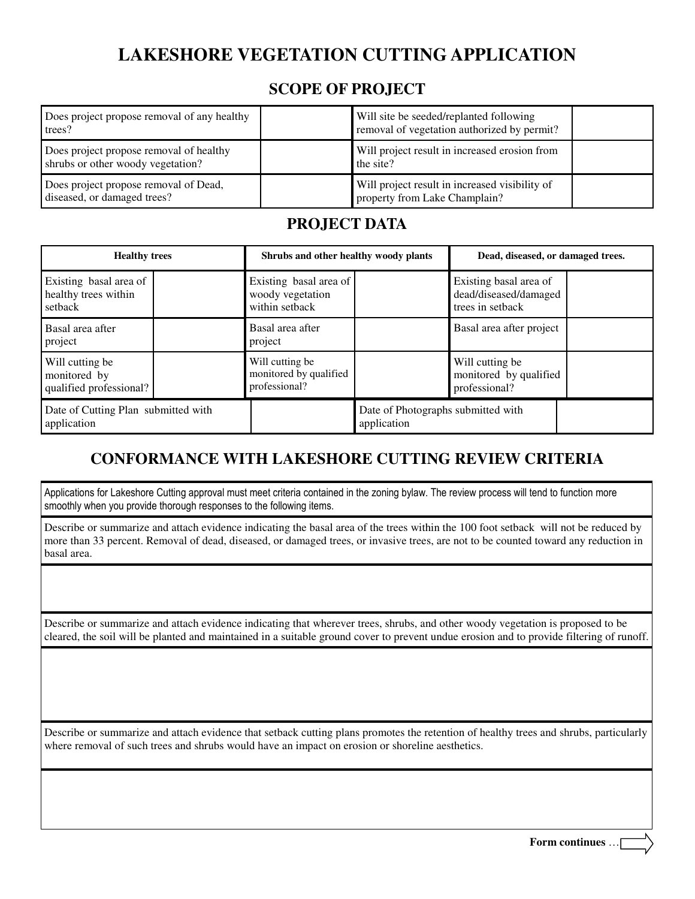# LAKESHORE VEGETATION CUTTING APPLICATION

## SCOPE OF PROJECT

| | | | |
|---|---|---|---|
| Does project propose removal of any healthy trees? | | Will site be seeded/replanted following removal of vegetation authorized by permit? | |
| Does project propose removal of healthy shrubs or other woody vegetation? | | Will project result in increased erosion from the site? | |
| Does project propose removal of Dead, diseased, or damaged trees? | | Will project result in increased visibility of property from Lake Champlain? | |

## PROJECT DATA

| **Healthy trees** | | **Shrubs and other healthy woody plants** | | **Dead, diseased, or damaged trees.** | |
|---|---|---|---|---|---|
| Existing basal area of healthy trees within setback | | Existing basal area of woody vegetation within setback | | Existing basal area of dead/diseased/damaged trees in setback | |
| Basal area after project | | Basal area after project | | Basal area after project | |
| Will cutting be monitored by qualified professional? | | Will cutting be monitored by qualified professional? | | Will cutting be monitored by qualified professional? | |
| Date of Cutting Plan submitted with application | | | Date of Photographs submitted with application | | |

## CONFORMANCE WITH LAKESHORE CUTTING REVIEW CRITERIA

Applications for Lakeshore Cutting approval must meet criteria contained in the zoning bylaw. The review process will tend to function more smoothly when you provide thorough responses to the following items.

Describe or summarize and attach evidence indicating the basal area of the trees within the 100 foot setback will not be reduced by more than 33 percent. Removal of dead, diseased, or damaged trees, or invasive trees, are not to be counted toward any reduction in basal area.

Describe or summarize and attach evidence indicating that wherever trees, shrubs, and other woody vegetation is proposed to be cleared, the soil will be planted and maintained in a suitable ground cover to prevent undue erosion and to provide filtering of runoff.

Describe or summarize and attach evidence that setback cutting plans promotes the retention of healthy trees and shrubs, particularly where removal of such trees and shrubs would have an impact on erosion or shoreline aesthetics.

**Form continues** …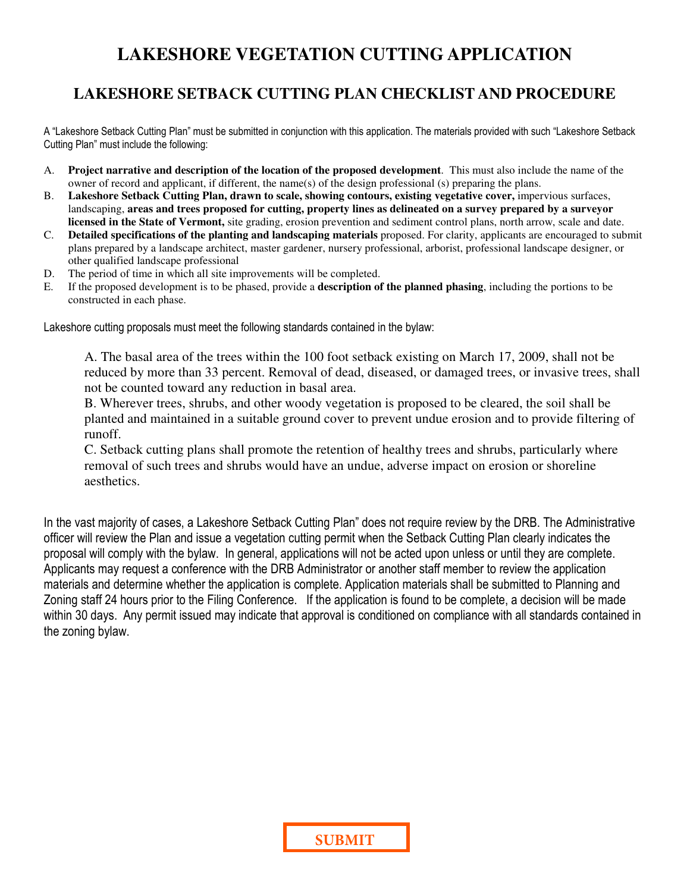# LAKESHORE VEGETATION CUTTING APPLICATION

## LAKESHORE SETBACK CUTTING PLAN CHECKLIST AND PROCEDURE

A "Lakeshore Setback Cutting Plan" must be submitted in conjunction with this application. The materials provided with such "Lakeshore Setback Cutting Plan" must include the following:

A. **Project narrative and description of the location of the proposed development**. This must also include the name of the owner of record and applicant, if different, the name(s) of the design professional (s) preparing the plans.
B. **Lakeshore Setback Cutting Plan, drawn to scale, showing contours, existing vegetative cover,** impervious surfaces, landscaping, **areas and trees proposed for cutting, property lines as delineated on a survey prepared by a surveyor licensed in the State of Vermont,** site grading, erosion prevention and sediment control plans, north arrow, scale and date.
C. **Detailed specifications of the planting and landscaping materials** proposed. For clarity, applicants are encouraged to submit plans prepared by a landscape architect, master gardener, nursery professional, arborist, professional landscape designer, or other qualified landscape professional
D. The period of time in which all site improvements will be completed.
E. If the proposed development is to be phased, provide a **description of the planned phasing**, including the portions to be constructed in each phase.

Lakeshore cutting proposals must meet the following standards contained in the bylaw:

> A. The basal area of the trees within the 100 foot setback existing on March 17, 2009, shall not be reduced by more than 33 percent. Removal of dead, diseased, or damaged trees, or invasive trees, shall not be counted toward any reduction in basal area.
> B. Wherever trees, shrubs, and other woody vegetation is proposed to be cleared, the soil shall be planted and maintained in a suitable ground cover to prevent undue erosion and to provide filtering of runoff.
> C. Setback cutting plans shall promote the retention of healthy trees and shrubs, particularly where removal of such trees and shrubs would have an undue, adverse impact on erosion or shoreline aesthetics.

In the vast majority of cases, a Lakeshore Setback Cutting Plan" does not require review by the DRB. The Administrative officer will review the Plan and issue a vegetation cutting permit when the Setback Cutting Plan clearly indicates the proposal will comply with the bylaw. In general, applications will not be acted upon unless or until they are complete. Applicants may request a conference with the DRB Administrator or another staff member to review the application materials and determine whether the application is complete. Application materials shall be submitted to Planning and Zoning staff 24 hours prior to the Filing Conference. If the application is found to be complete, a decision will be made within 30 days. Any permit issued may indicate that approval is conditioned on compliance with all standards contained in the zoning bylaw.

SUBMIT